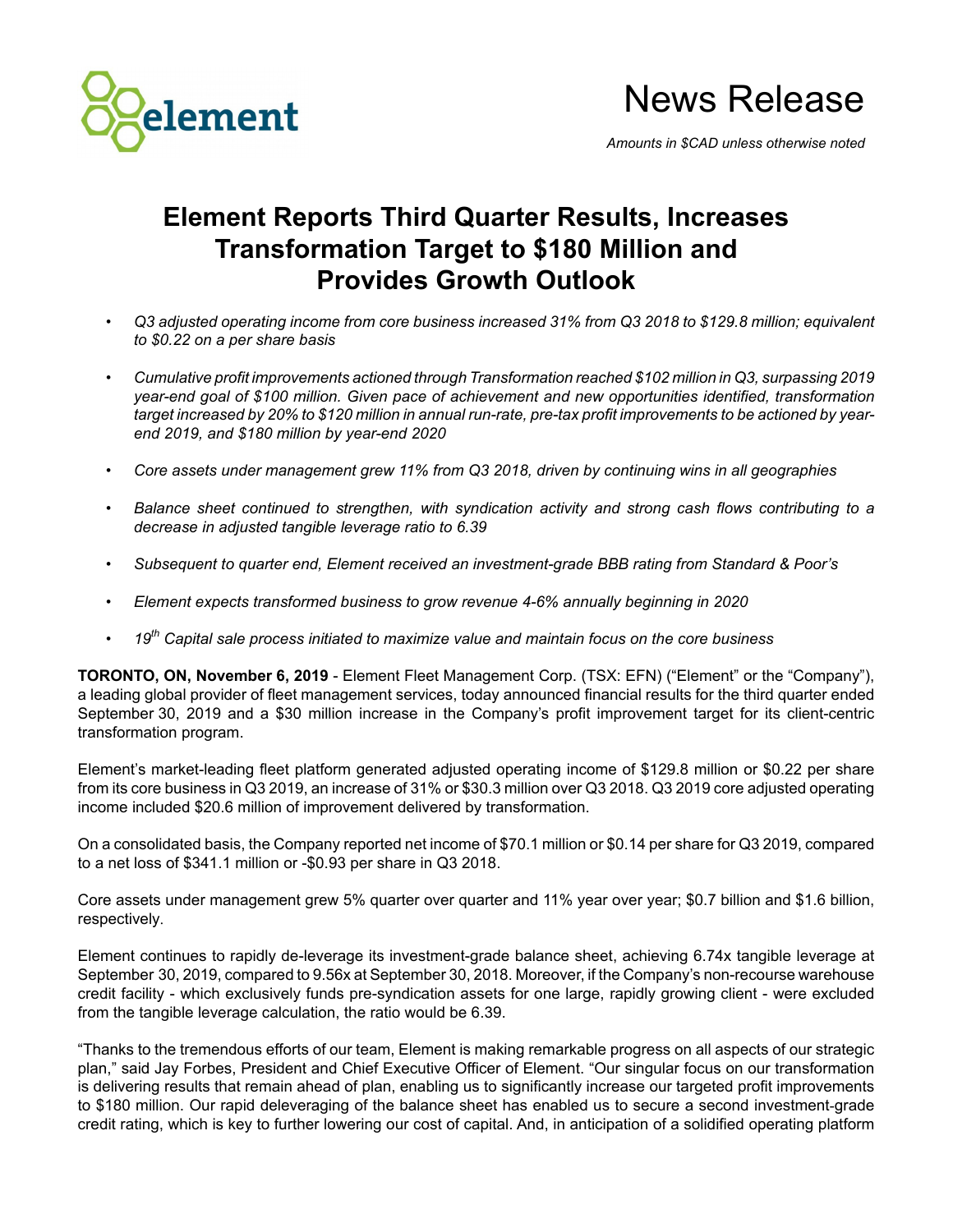element

# News Release

*Amounts in $CAD unless otherwise noted*

# Element Reports Third Quarter Results, Increases Transformation Target to $180 Million and Provides Growth Outlook

- *Q3 adjusted operating income from core business increased 31% from Q3 2018 to $129.8 million; equivalent to $0.22 on a per share basis*
- *Cumulative profit improvements actioned through Transformation reached $102 million in Q3, surpassing 2019 year-end goal of $100 million. Given pace of achievement and new opportunities identified, transformation target increased by 20% to $120 million in annual run-rate, pre-tax profit improvements to be actioned by year-end 2019, and $180 million by year-end 2020*
- *Core assets under management grew 11% from Q3 2018, driven by continuing wins in all geographies*
- *Balance sheet continued to strengthen, with syndication activity and strong cash flows contributing to a decrease in adjusted tangible leverage ratio to 6.39*
- *Subsequent to quarter end, Element received an investment-grade BBB rating from Standard & Poor's*
- *Element expects transformed business to grow revenue 4-6% annually beginning in 2020*
- *19th Capital sale process initiated to maximize value and maintain focus on the core business*

**TORONTO, ON, November 6, 2019** - Element Fleet Management Corp. (TSX: EFN) ("Element" or the "Company"), a leading global provider of fleet management services, today announced financial results for the third quarter ended September 30, 2019 and a $30 million increase in the Company's profit improvement target for its client-centric transformation program.

Element's market-leading fleet platform generated adjusted operating income of $129.8 million or $0.22 per share from its core business in Q3 2019, an increase of 31% or $30.3 million over Q3 2018. Q3 2019 core adjusted operating income included $20.6 million of improvement delivered by transformation.

On a consolidated basis, the Company reported net income of $70.1 million or $0.14 per share for Q3 2019, compared to a net loss of $341.1 million or -$0.93 per share in Q3 2018.

Core assets under management grew 5% quarter over quarter and 11% year over year; $0.7 billion and $1.6 billion, respectively.

Element continues to rapidly de-leverage its investment-grade balance sheet, achieving 6.74x tangible leverage at September 30, 2019, compared to 9.56x at September 30, 2018. Moreover, if the Company's non-recourse warehouse credit facility - which exclusively funds pre-syndication assets for one large, rapidly growing client - were excluded from the tangible leverage calculation, the ratio would be 6.39.

"Thanks to the tremendous efforts of our team, Element is making remarkable progress on all aspects of our strategic plan," said Jay Forbes, President and Chief Executive Officer of Element. "Our singular focus on our transformation is delivering results that remain ahead of plan, enabling us to significantly increase our targeted profit improvements to $180 million. Our rapid deleveraging of the balance sheet has enabled us to secure a second investment-grade credit rating, which is key to further lowering our cost of capital. And, in anticipation of a solidified operating platform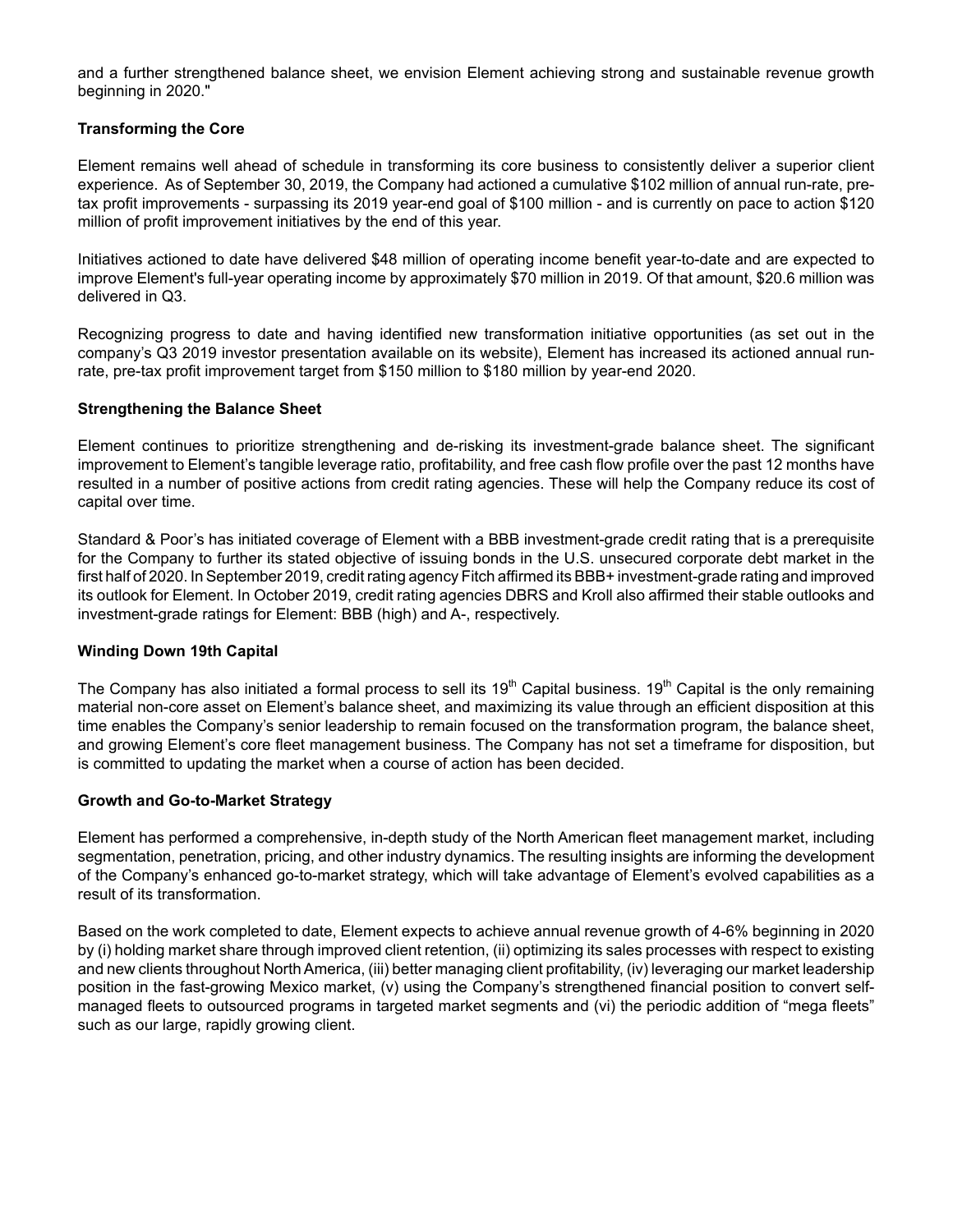and a further strengthened balance sheet, we envision Element achieving strong and sustainable revenue growth beginning in 2020."

**Transforming the Core**

Element remains well ahead of schedule in transforming its core business to consistently deliver a superior client experience. As of September 30, 2019, the Company had actioned a cumulative $102 million of annual run-rate, pre-tax profit improvements - surpassing its 2019 year-end goal of $100 million - and is currently on pace to action $120 million of profit improvement initiatives by the end of this year.

Initiatives actioned to date have delivered $48 million of operating income benefit year-to-date and are expected to improve Element's full-year operating income by approximately $70 million in 2019. Of that amount, $20.6 million was delivered in Q3.

Recognizing progress to date and having identified new transformation initiative opportunities (as set out in the company's Q3 2019 investor presentation available on its website), Element has increased its actioned annual run-rate, pre-tax profit improvement target from $150 million to $180 million by year-end 2020.

**Strengthening the Balance Sheet**

Element continues to prioritize strengthening and de-risking its investment-grade balance sheet. The significant improvement to Element's tangible leverage ratio, profitability, and free cash flow profile over the past 12 months have resulted in a number of positive actions from credit rating agencies. These will help the Company reduce its cost of capital over time.

Standard & Poor's has initiated coverage of Element with a BBB investment-grade credit rating that is a prerequisite for the Company to further its stated objective of issuing bonds in the U.S. unsecured corporate debt market in the first half of 2020. In September 2019, credit rating agency Fitch affirmed its BBB+ investment-grade rating and improved its outlook for Element. In October 2019, credit rating agencies DBRS and Kroll also affirmed their stable outlooks and investment-grade ratings for Element: BBB (high) and A-, respectively.

**Winding Down 19th Capital**

The Company has also initiated a formal process to sell its 19th Capital business. 19th Capital is the only remaining material non-core asset on Element's balance sheet, and maximizing its value through an efficient disposition at this time enables the Company's senior leadership to remain focused on the transformation program, the balance sheet, and growing Element's core fleet management business. The Company has not set a timeframe for disposition, but is committed to updating the market when a course of action has been decided.

**Growth and Go-to-Market Strategy**

Element has performed a comprehensive, in-depth study of the North American fleet management market, including segmentation, penetration, pricing, and other industry dynamics. The resulting insights are informing the development of the Company's enhanced go-to-market strategy, which will take advantage of Element's evolved capabilities as a result of its transformation.

Based on the work completed to date, Element expects to achieve annual revenue growth of 4-6% beginning in 2020 by (i) holding market share through improved client retention, (ii) optimizing its sales processes with respect to existing and new clients throughout North America, (iii) better managing client profitability, (iv) leveraging our market leadership position in the fast-growing Mexico market, (v) using the Company's strengthened financial position to convert self-managed fleets to outsourced programs in targeted market segments and (vi) the periodic addition of "mega fleets" such as our large, rapidly growing client.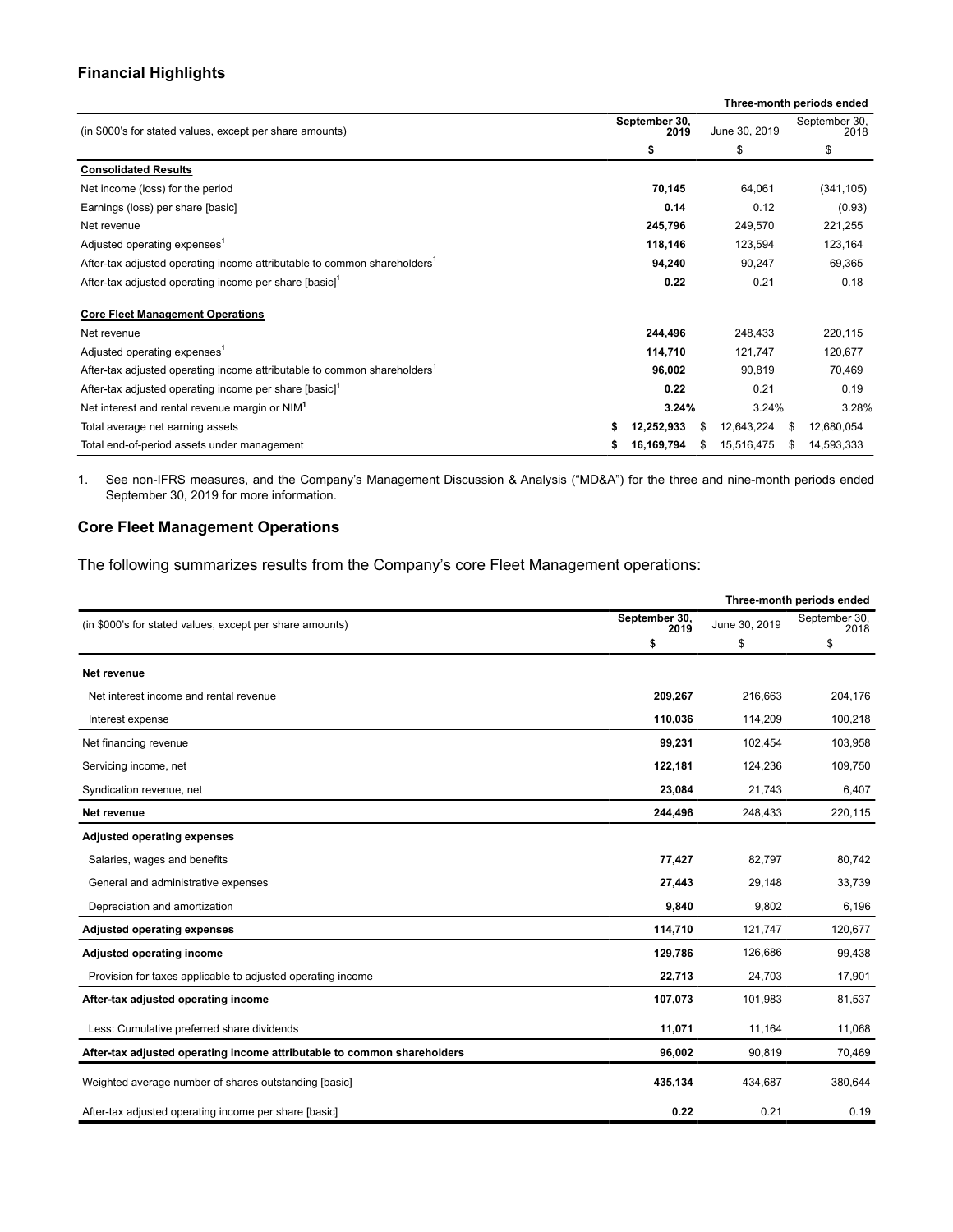## Financial Highlights

| (in $000's for stated values, except per share amounts) | Three-month periods ended | | |
|---|---|---|---|
| | September 30, 2019 | June 30, 2019 | September 30, 2018 |
| | **$** | $ | $ |
| **Consolidated Results** | | | |
| Net income (loss) for the period | **70,145** | 64,061 | (341,105) |
| Earnings (loss) per share [basic] | **0.14** | 0.12 | (0.93) |
| Net revenue | **245,796** | 249,570 | 221,255 |
| Adjusted operating expenses[1] | **118,146** | 123,594 | 123,164 |
| After-tax adjusted operating income attributable to common shareholders[1] | **94,240** | 90,247 | 69,365 |
| After-tax adjusted operating income per share [basic][1] | **0.22** | 0.21 | 0.18 |
| **Core Fleet Management Operations** | | | |
| Net revenue | **244,496** | 248,433 | 220,115 |
| Adjusted operating expenses[1] | **114,710** | 121,747 | 120,677 |
| After-tax adjusted operating income attributable to common shareholders[1] | **96,002** | 90,819 | 70,469 |
| After-tax adjusted operating income per share [basic][1] | **0.22** | 0.21 | 0.19 |
| Net interest and rental revenue margin or NIM[1] | **3.24%** | 3.24% | 3.28% |
| Total average net earning assets | **$ 12,252,933** | $ 12,643,224 | $ 12,680,054 |
| Total end-of-period assets under management | **$ 16,169,794** | $ 15,516,475 | $ 14,593,333 |

1. See non-IFRS measures, and the Company's Management Discussion & Analysis ("MD&A") for the three and nine-month periods ended September 30, 2019 for more information.

## Core Fleet Management Operations

The following summarizes results from the Company's core Fleet Management operations:

| (in $000's for stated values, except per share amounts) | Three-month periods ended | | |
|---|---|---|---|
| | September 30, 2019 | June 30, 2019 | September 30, 2018 |
| | **$** | $ | $ |
| **Net revenue** | | | |
| Net interest income and rental revenue | **209,267** | 216,663 | 204,176 |
| Interest expense | **110,036** | 114,209 | 100,218 |
| Net financing revenue | **99,231** | 102,454 | 103,958 |
| Servicing income, net | **122,181** | 124,236 | 109,750 |
| Syndication revenue, net | **23,084** | 21,743 | 6,407 |
| **Net revenue** | **244,496** | 248,433 | 220,115 |
| **Adjusted operating expenses** | | | |
| Salaries, wages and benefits | **77,427** | 82,797 | 80,742 |
| General and administrative expenses | **27,443** | 29,148 | 33,739 |
| Depreciation and amortization | **9,840** | 9,802 | 6,196 |
| **Adjusted operating expenses** | **114,710** | 121,747 | 120,677 |
| **Adjusted operating income** | **129,786** | 126,686 | 99,438 |
| Provision for taxes applicable to adjusted operating income | **22,713** | 24,703 | 17,901 |
| **After-tax adjusted operating income** | **107,073** | 101,983 | 81,537 |
| Less: Cumulative preferred share dividends | **11,071** | 11,164 | 11,068 |
| **After-tax adjusted operating income attributable to common shareholders** | **96,002** | 90,819 | 70,469 |
| Weighted average number of shares outstanding [basic] | **435,134** | 434,687 | 380,644 |
| After-tax adjusted operating income per share [basic] | **0.22** | 0.21 | 0.19 |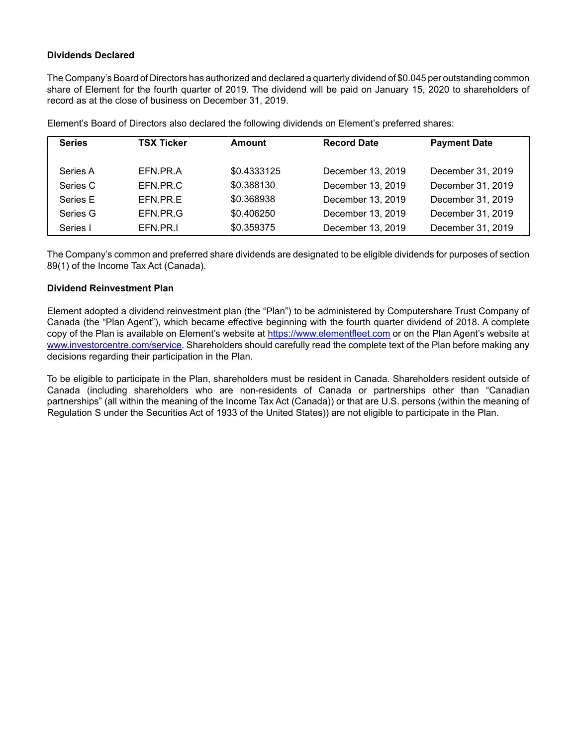**Dividends Declared**

The Company's Board of Directors has authorized and declared a quarterly dividend of $0.045 per outstanding common share of Element for the fourth quarter of 2019. The dividend will be paid on January 15, 2020 to shareholders of record as at the close of business on December 31, 2019.

Element's Board of Directors also declared the following dividends on Element's preferred shares:

| Series | TSX Ticker | Amount | Record Date | Payment Date |
|---|---|---|---|---|
| Series A | EFN.PR.A | $0.4333125 | December 13, 2019 | December 31, 2019 |
| Series C | EFN.PR.C | $0.388130 | December 13, 2019 | December 31, 2019 |
| Series E | EFN.PR.E | $0.368938 | December 13, 2019 | December 31, 2019 |
| Series G | EFN.PR.G | $0.406250 | December 13, 2019 | December 31, 2019 |
| Series I | EFN.PR.I | $0.359375 | December 13, 2019 | December 31, 2019 |

The Company's common and preferred share dividends are designated to be eligible dividends for purposes of section 89(1) of the Income Tax Act (Canada).

**Dividend Reinvestment Plan**

Element adopted a dividend reinvestment plan (the "Plan") to be administered by Computershare Trust Company of Canada (the "Plan Agent"), which became effective beginning with the fourth quarter dividend of 2018. A complete copy of the Plan is available on Element's website at https://www.elementfleet.com or on the Plan Agent's website at www.investorcentre.com/service. Shareholders should carefully read the complete text of the Plan before making any decisions regarding their participation in the Plan.

To be eligible to participate in the Plan, shareholders must be resident in Canada. Shareholders resident outside of Canada (including shareholders who are non-residents of Canada or partnerships other than "Canadian partnerships" (all within the meaning of the Income Tax Act (Canada)) or that are U.S. persons (within the meaning of Regulation S under the Securities Act of 1933 of the United States)) are not eligible to participate in the Plan.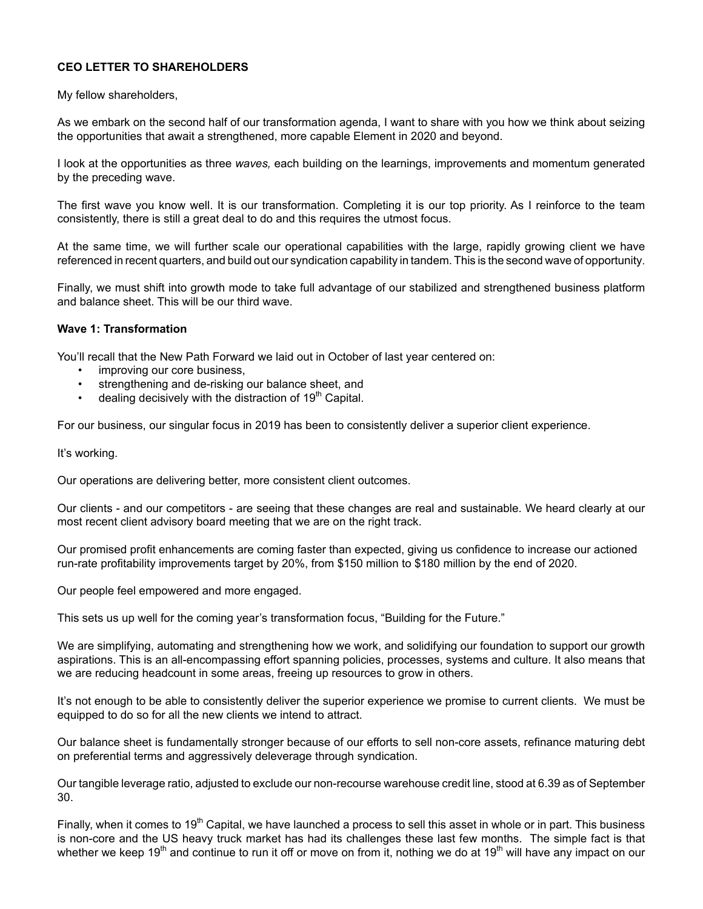**CEO LETTER TO SHAREHOLDERS**

My fellow shareholders,

As we embark on the second half of our transformation agenda, I want to share with you how we think about seizing the opportunities that await a strengthened, more capable Element in 2020 and beyond.

I look at the opportunities as three *waves,* each building on the learnings, improvements and momentum generated by the preceding wave.

The first wave you know well. It is our transformation. Completing it is our top priority. As I reinforce to the team consistently, there is still a great deal to do and this requires the utmost focus.

At the same time, we will further scale our operational capabilities with the large, rapidly growing client we have referenced in recent quarters, and build out our syndication capability in tandem. This is the second wave of opportunity.

Finally, we must shift into growth mode to take full advantage of our stabilized and strengthened business platform and balance sheet. This will be our third wave.

**Wave 1: Transformation**

You'll recall that the New Path Forward we laid out in October of last year centered on:

- improving our core business,
- strengthening and de-risking our balance sheet, and
- dealing decisively with the distraction of 19th Capital.

For our business, our singular focus in 2019 has been to consistently deliver a superior client experience.

It's working.

Our operations are delivering better, more consistent client outcomes.

Our clients - and our competitors - are seeing that these changes are real and sustainable. We heard clearly at our most recent client advisory board meeting that we are on the right track.

Our promised profit enhancements are coming faster than expected, giving us confidence to increase our actioned run-rate profitability improvements target by 20%, from $150 million to $180 million by the end of 2020.

Our people feel empowered and more engaged.

This sets us up well for the coming year's transformation focus, "Building for the Future."

We are simplifying, automating and strengthening how we work, and solidifying our foundation to support our growth aspirations. This is an all-encompassing effort spanning policies, processes, systems and culture. It also means that we are reducing headcount in some areas, freeing up resources to grow in others.

It's not enough to be able to consistently deliver the superior experience we promise to current clients. We must be equipped to do so for all the new clients we intend to attract.

Our balance sheet is fundamentally stronger because of our efforts to sell non-core assets, refinance maturing debt on preferential terms and aggressively deleverage through syndication.

Our tangible leverage ratio, adjusted to exclude our non-recourse warehouse credit line, stood at 6.39 as of September 30.

Finally, when it comes to 19th Capital, we have launched a process to sell this asset in whole or in part. This business is non-core and the US heavy truck market has had its challenges these last few months. The simple fact is that whether we keep 19th and continue to run it off or move on from it, nothing we do at 19th will have any impact on our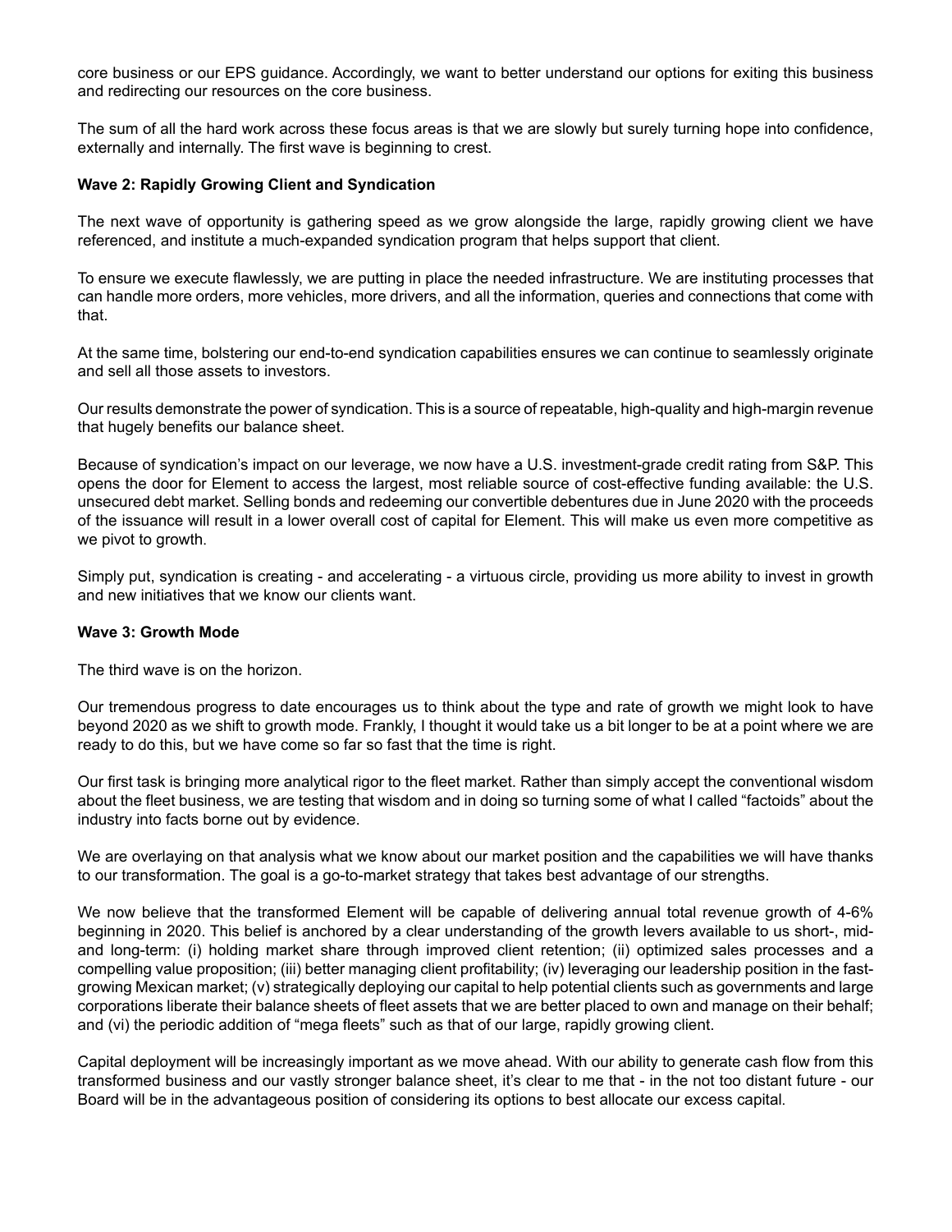core business or our EPS guidance. Accordingly, we want to better understand our options for exiting this business and redirecting our resources on the core business.

The sum of all the hard work across these focus areas is that we are slowly but surely turning hope into confidence, externally and internally. The first wave is beginning to crest.

**Wave 2: Rapidly Growing Client and Syndication**

The next wave of opportunity is gathering speed as we grow alongside the large, rapidly growing client we have referenced, and institute a much-expanded syndication program that helps support that client.

To ensure we execute flawlessly, we are putting in place the needed infrastructure. We are instituting processes that can handle more orders, more vehicles, more drivers, and all the information, queries and connections that come with that.

At the same time, bolstering our end-to-end syndication capabilities ensures we can continue to seamlessly originate and sell all those assets to investors.

Our results demonstrate the power of syndication. This is a source of repeatable, high-quality and high-margin revenue that hugely benefits our balance sheet.

Because of syndication's impact on our leverage, we now have a U.S. investment-grade credit rating from S&P. This opens the door for Element to access the largest, most reliable source of cost-effective funding available: the U.S. unsecured debt market. Selling bonds and redeeming our convertible debentures due in June 2020 with the proceeds of the issuance will result in a lower overall cost of capital for Element. This will make us even more competitive as we pivot to growth.

Simply put, syndication is creating - and accelerating - a virtuous circle, providing us more ability to invest in growth and new initiatives that we know our clients want.

**Wave 3: Growth Mode**

The third wave is on the horizon.

Our tremendous progress to date encourages us to think about the type and rate of growth we might look to have beyond 2020 as we shift to growth mode. Frankly, I thought it would take us a bit longer to be at a point where we are ready to do this, but we have come so far so fast that the time is right.

Our first task is bringing more analytical rigor to the fleet market. Rather than simply accept the conventional wisdom about the fleet business, we are testing that wisdom and in doing so turning some of what I called "factoids" about the industry into facts borne out by evidence.

We are overlaying on that analysis what we know about our market position and the capabilities we will have thanks to our transformation. The goal is a go-to-market strategy that takes best advantage of our strengths.

We now believe that the transformed Element will be capable of delivering annual total revenue growth of 4-6% beginning in 2020. This belief is anchored by a clear understanding of the growth levers available to us short-, mid- and long-term: (i) holding market share through improved client retention; (ii) optimized sales processes and a compelling value proposition; (iii) better managing client profitability; (iv) leveraging our leadership position in the fast-growing Mexican market; (v) strategically deploying our capital to help potential clients such as governments and large corporations liberate their balance sheets of fleet assets that we are better placed to own and manage on their behalf; and (vi) the periodic addition of "mega fleets" such as that of our large, rapidly growing client.

Capital deployment will be increasingly important as we move ahead. With our ability to generate cash flow from this transformed business and our vastly stronger balance sheet, it's clear to me that - in the not too distant future - our Board will be in the advantageous position of considering its options to best allocate our excess capital.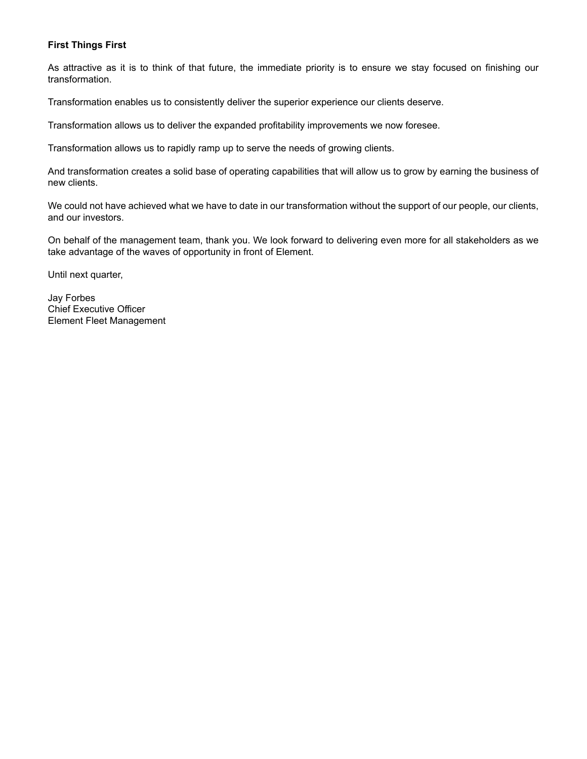**First Things First**

As attractive as it is to think of that future, the immediate priority is to ensure we stay focused on finishing our transformation.

Transformation enables us to consistently deliver the superior experience our clients deserve.

Transformation allows us to deliver the expanded profitability improvements we now foresee.

Transformation allows us to rapidly ramp up to serve the needs of growing clients.

And transformation creates a solid base of operating capabilities that will allow us to grow by earning the business of new clients.

We could not have achieved what we have to date in our transformation without the support of our people, our clients, and our investors.

On behalf of the management team, thank you. We look forward to delivering even more for all stakeholders as we take advantage of the waves of opportunity in front of Element.

Until next quarter,

Jay Forbes
Chief Executive Officer
Element Fleet Management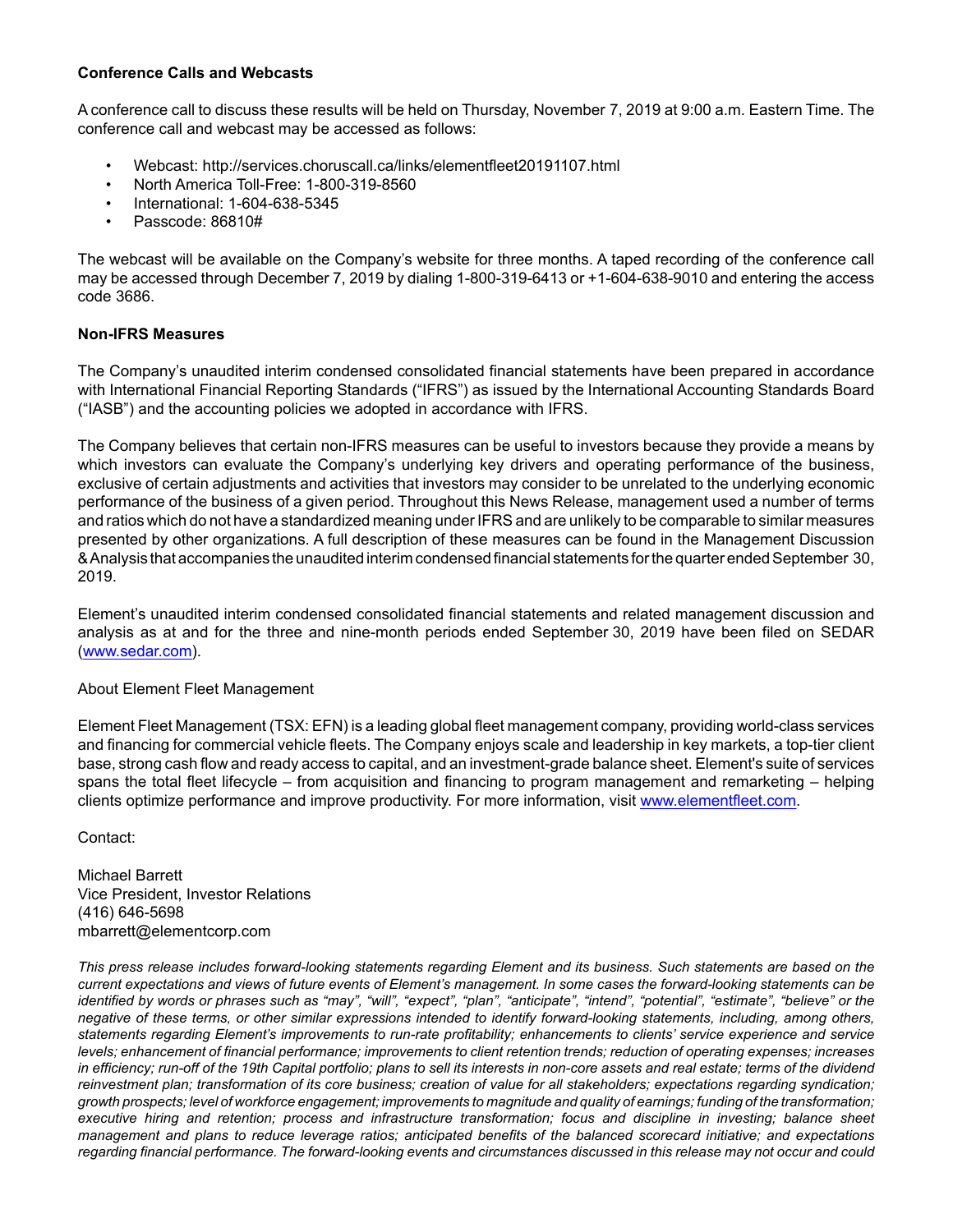**Conference Calls and Webcasts**

A conference call to discuss these results will be held on Thursday, November 7, 2019 at 9:00 a.m. Eastern Time. The conference call and webcast may be accessed as follows:

- Webcast: http://services.choruscall.ca/links/elementfleet20191107.html
- North America Toll-Free: 1-800-319-8560
- International: 1-604-638-5345
- Passcode: 86810#

The webcast will be available on the Company's website for three months. A taped recording of the conference call may be accessed through December 7, 2019 by dialing 1-800-319-6413 or +1-604-638-9010 and entering the access code 3686.

**Non-IFRS Measures**

The Company's unaudited interim condensed consolidated financial statements have been prepared in accordance with International Financial Reporting Standards ("IFRS") as issued by the International Accounting Standards Board ("IASB") and the accounting policies we adopted in accordance with IFRS.

The Company believes that certain non-IFRS measures can be useful to investors because they provide a means by which investors can evaluate the Company's underlying key drivers and operating performance of the business, exclusive of certain adjustments and activities that investors may consider to be unrelated to the underlying economic performance of the business of a given period. Throughout this News Release, management used a number of terms and ratios which do not have a standardized meaning under IFRS and are unlikely to be comparable to similar measures presented by other organizations. A full description of these measures can be found in the Management Discussion & Analysis that accompanies the unaudited interim condensed financial statements for the quarter ended September 30, 2019.

Element's unaudited interim condensed consolidated financial statements and related management discussion and analysis as at and for the three and nine-month periods ended September 30, 2019 have been filed on SEDAR (www.sedar.com).

About Element Fleet Management

Element Fleet Management (TSX: EFN) is a leading global fleet management company, providing world-class services and financing for commercial vehicle fleets. The Company enjoys scale and leadership in key markets, a top-tier client base, strong cash flow and ready access to capital, and an investment-grade balance sheet. Element's suite of services spans the total fleet lifecycle – from acquisition and financing to program management and remarketing – helping clients optimize performance and improve productivity. For more information, visit www.elementfleet.com.

Contact:

Michael Barrett
Vice President, Investor Relations
(416) 646-5698
mbarrett@elementcorp.com

*This press release includes forward-looking statements regarding Element and its business. Such statements are based on the current expectations and views of future events of Element's management. In some cases the forward-looking statements can be identified by words or phrases such as "may", "will", "expect", "plan", "anticipate", "intend", "potential", "estimate", "believe" or the negative of these terms, or other similar expressions intended to identify forward-looking statements, including, among others, statements regarding Element's improvements to run-rate profitability; enhancements to clients' service experience and service levels; enhancement of financial performance; improvements to client retention trends; reduction of operating expenses; increases in efficiency; run-off of the 19th Capital portfolio; plans to sell its interests in non-core assets and real estate; terms of the dividend reinvestment plan; transformation of its core business; creation of value for all stakeholders; expectations regarding syndication; growth prospects; level of workforce engagement; improvements to magnitude and quality of earnings; funding of the transformation; executive hiring and retention; process and infrastructure transformation; focus and discipline in investing; balance sheet management and plans to reduce leverage ratios; anticipated benefits of the balanced scorecard initiative; and expectations regarding financial performance. The forward-looking events and circumstances discussed in this release may not occur and could*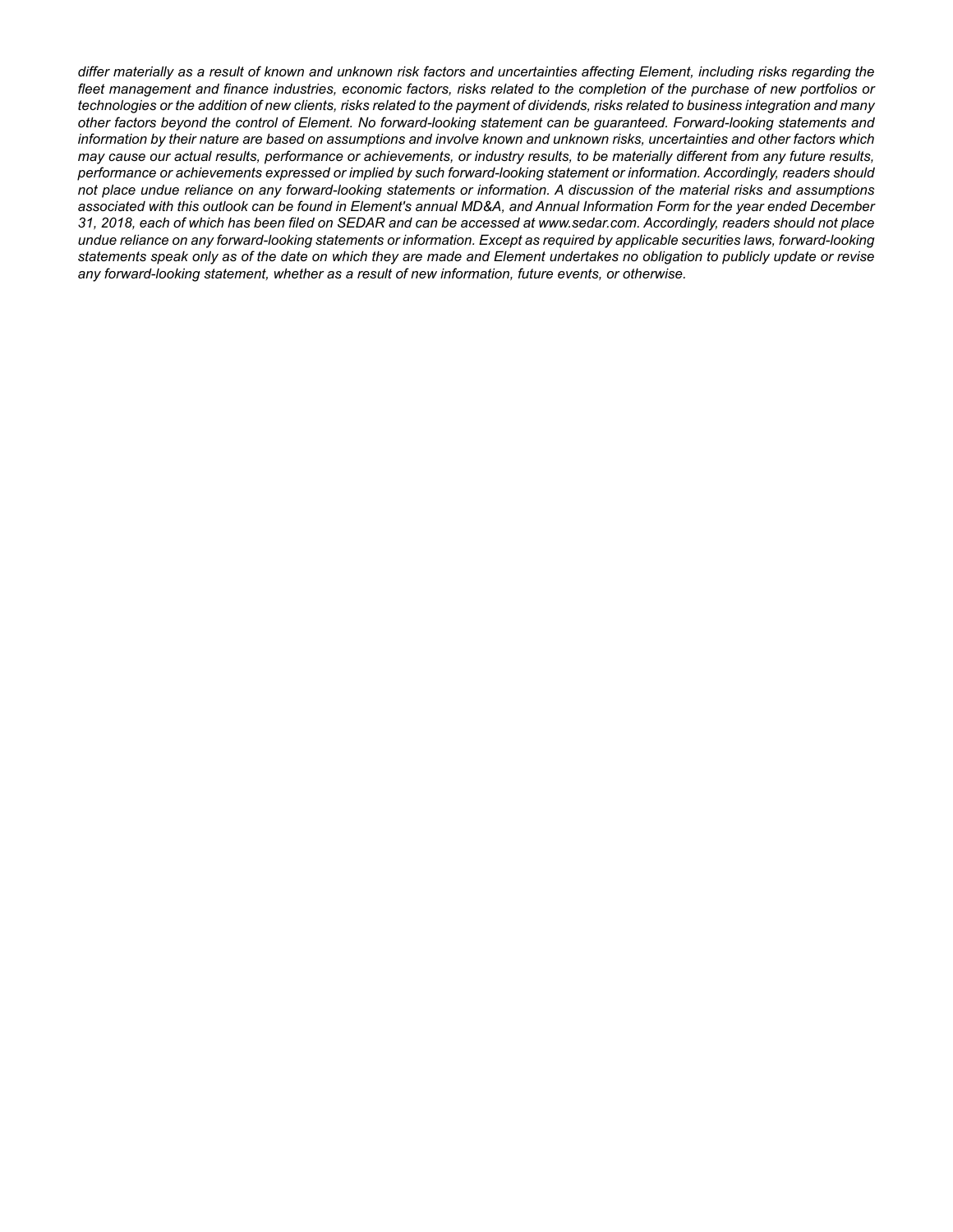*differ materially as a result of known and unknown risk factors and uncertainties affecting Element, including risks regarding the fleet management and finance industries, economic factors, risks related to the completion of the purchase of new portfolios or technologies or the addition of new clients, risks related to the payment of dividends, risks related to business integration and many other factors beyond the control of Element. No forward-looking statement can be guaranteed. Forward-looking statements and information by their nature are based on assumptions and involve known and unknown risks, uncertainties and other factors which may cause our actual results, performance or achievements, or industry results, to be materially different from any future results, performance or achievements expressed or implied by such forward-looking statement or information. Accordingly, readers should not place undue reliance on any forward-looking statements or information. A discussion of the material risks and assumptions associated with this outlook can be found in Element's annual MD&A, and Annual Information Form for the year ended December 31, 2018, each of which has been filed on SEDAR and can be accessed at www.sedar.com. Accordingly, readers should not place undue reliance on any forward-looking statements or information. Except as required by applicable securities laws, forward-looking statements speak only as of the date on which they are made and Element undertakes no obligation to publicly update or revise any forward-looking statement, whether as a result of new information, future events, or otherwise.*